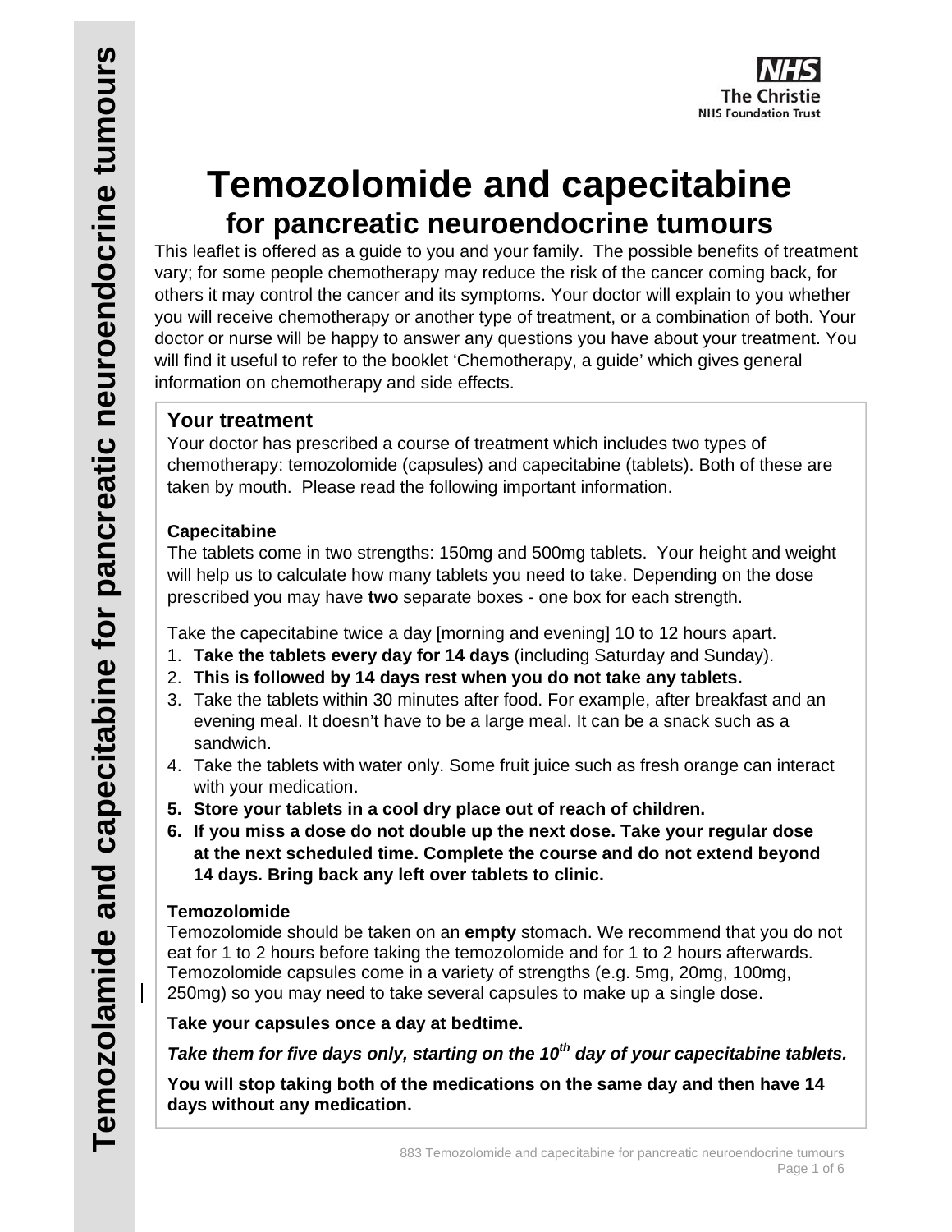# Temozolomide and capecitabine

## for pancreatic neuroendocrine tumours

This leaflet is offered as a guide to you and your family. The possible benefits of treatment vary; for some people chemotherapy may reduce the risk of the cancer coming back, for others it may control the cancer and its symptoms. Your doctor will explain to you whether you will receive chemotherapy or another type of treatment, or a combination of both. Your doctor or nurse will be happy to answer any questions you have about your treatment. You will find it useful to refer to the booklet 'Chemotherapy, a guide' which gives general information on chemotherapy and side effects.

### Your treatment

Your doctor has prescribed a course of treatment which includes two types of chemotherapy: temozolomide (capsules) and capecitabine (tablets). Both of these are taken by mouth. Please read the following important information.

**Capecitabine**

The tablets come in two strengths: 150mg and 500mg tablets. Your height and weight will help us to calculate how many tablets you need to take. Depending on the dose prescribed you may have **two** separate boxes - one box for each strength.

Take the capecitabine twice a day [morning and evening] 10 to 12 hours apart.

1. **Take the tablets every day for 14 days** (including Saturday and Sunday).
2. **This is followed by 14 days rest when you do not take any tablets.**
3. Take the tablets within 30 minutes after food. For example, after breakfast and an evening meal. It doesn't have to be a large meal. It can be a snack such as a sandwich.
4. Take the tablets with water only. Some fruit juice such as fresh orange can interact with your medication.
5. **Store your tablets in a cool dry place out of reach of children.**
6. **If you miss a dose do not double up the next dose. Take your regular dose at the next scheduled time. Complete the course and do not extend beyond 14 days. Bring back any left over tablets to clinic.**

**Temozolomide**

Temozolomide should be taken on an **empty** stomach. We recommend that you do not eat for 1 to 2 hours before taking the temozolomide and for 1 to 2 hours afterwards. Temozolomide capsules come in a variety of strengths (e.g. 5mg, 20mg, 100mg, 250mg) so you may need to take several capsules to make up a single dose.

**Take your capsules once a day at bedtime.**

***Take them for five days only, starting on the 10th day of your capecitabine tablets.***

**You will stop taking both of the medications on the same day and then have 14 days without any medication.**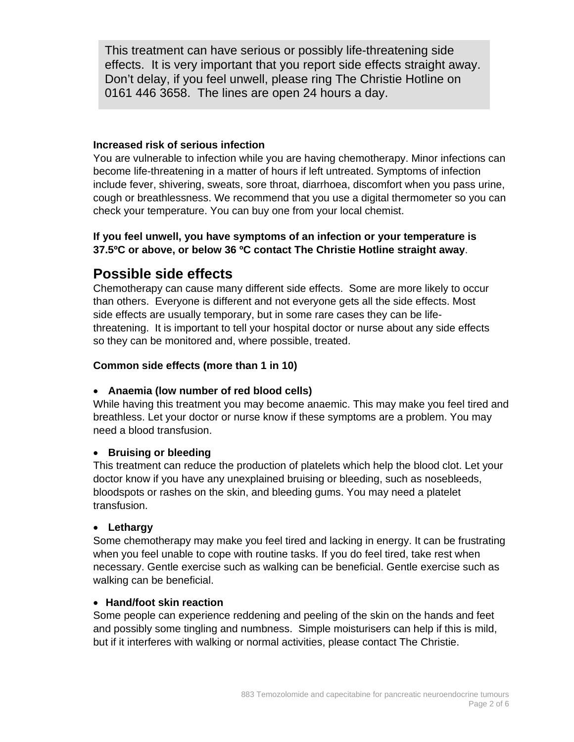This treatment can have serious or possibly life-threatening side effects. It is very important that you report side effects straight away. Don't delay, if you feel unwell, please ring The Christie Hotline on 0161 446 3658. The lines are open 24 hours a day.

**Increased risk of serious infection**

You are vulnerable to infection while you are having chemotherapy. Minor infections can become life-threatening in a matter of hours if left untreated. Symptoms of infection include fever, shivering, sweats, sore throat, diarrhoea, discomfort when you pass urine, cough or breathlessness. We recommend that you use a digital thermometer so you can check your temperature. You can buy one from your local chemist.

**If you feel unwell, you have symptoms of an infection or your temperature is 37.5ºC or above, or below 36 ºC contact The Christie Hotline straight away**.

## Possible side effects

Chemotherapy can cause many different side effects. Some are more likely to occur than others. Everyone is different and not everyone gets all the side effects. Most side effects are usually temporary, but in some rare cases they can be life-threatening. It is important to tell your hospital doctor or nurse about any side effects so they can be monitored and, where possible, treated.

**Common side effects (more than 1 in 10)**

- **Anaemia (low number of red blood cells)**

While having this treatment you may become anaemic. This may make you feel tired and breathless. Let your doctor or nurse know if these symptoms are a problem. You may need a blood transfusion.

- **Bruising or bleeding**

This treatment can reduce the production of platelets which help the blood clot. Let your doctor know if you have any unexplained bruising or bleeding, such as nosebleeds, bloodspots or rashes on the skin, and bleeding gums. You may need a platelet transfusion.

- **Lethargy**

Some chemotherapy may make you feel tired and lacking in energy. It can be frustrating when you feel unable to cope with routine tasks. If you do feel tired, take rest when necessary. Gentle exercise such as walking can be beneficial. Gentle exercise such as walking can be beneficial.

- **Hand/foot skin reaction**

Some people can experience reddening and peeling of the skin on the hands and feet and possibly some tingling and numbness. Simple moisturisers can help if this is mild, but if it interferes with walking or normal activities, please contact The Christie.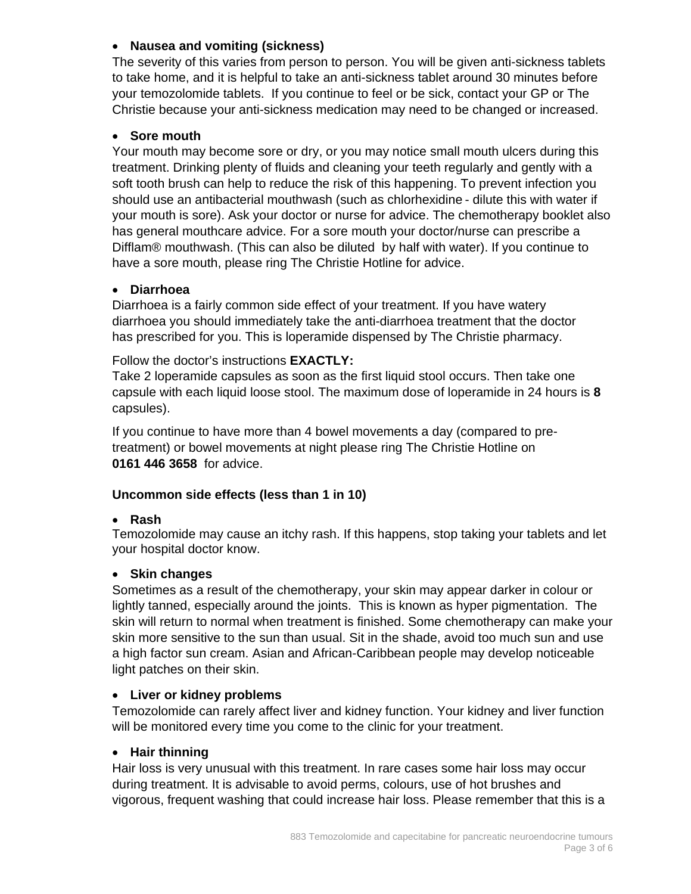- **Nausea and vomiting (sickness)**

The severity of this varies from person to person. You will be given anti-sickness tablets to take home, and it is helpful to take an anti-sickness tablet around 30 minutes before your temozolomide tablets. If you continue to feel or be sick, contact your GP or The Christie because your anti-sickness medication may need to be changed or increased.

- **Sore mouth**

Your mouth may become sore or dry, or you may notice small mouth ulcers during this treatment. Drinking plenty of fluids and cleaning your teeth regularly and gently with a soft tooth brush can help to reduce the risk of this happening. To prevent infection you should use an antibacterial mouthwash (such as chlorhexidine - dilute this with water if your mouth is sore). Ask your doctor or nurse for advice. The chemotherapy booklet also has general mouthcare advice. For a sore mouth your doctor/nurse can prescribe a Difflam® mouthwash. (This can also be diluted by half with water). If you continue to have a sore mouth, please ring The Christie Hotline for advice.

- **Diarrhoea**

Diarrhoea is a fairly common side effect of your treatment. If you have watery diarrhoea you should immediately take the anti-diarrhoea treatment that the doctor has prescribed for you. This is loperamide dispensed by The Christie pharmacy.

Follow the doctor's instructions **EXACTLY:**

Take 2 loperamide capsules as soon as the first liquid stool occurs. Then take one capsule with each liquid loose stool. The maximum dose of loperamide in 24 hours is **8** capsules).

If you continue to have more than 4 bowel movements a day (compared to pre-treatment) or bowel movements at night please ring The Christie Hotline on **0161 446 3658** for advice.

**Uncommon side effects (less than 1 in 10)**

- **Rash**

Temozolomide may cause an itchy rash. If this happens, stop taking your tablets and let your hospital doctor know.

- **Skin changes**

Sometimes as a result of the chemotherapy, your skin may appear darker in colour or lightly tanned, especially around the joints. This is known as hyper pigmentation. The skin will return to normal when treatment is finished. Some chemotherapy can make your skin more sensitive to the sun than usual. Sit in the shade, avoid too much sun and use a high factor sun cream. Asian and African-Caribbean people may develop noticeable light patches on their skin.

- **Liver or kidney problems**

Temozolomide can rarely affect liver and kidney function. Your kidney and liver function will be monitored every time you come to the clinic for your treatment.

- **Hair thinning**

Hair loss is very unusual with this treatment. In rare cases some hair loss may occur during treatment. It is advisable to avoid perms, colours, use of hot brushes and vigorous, frequent washing that could increase hair loss. Please remember that this is a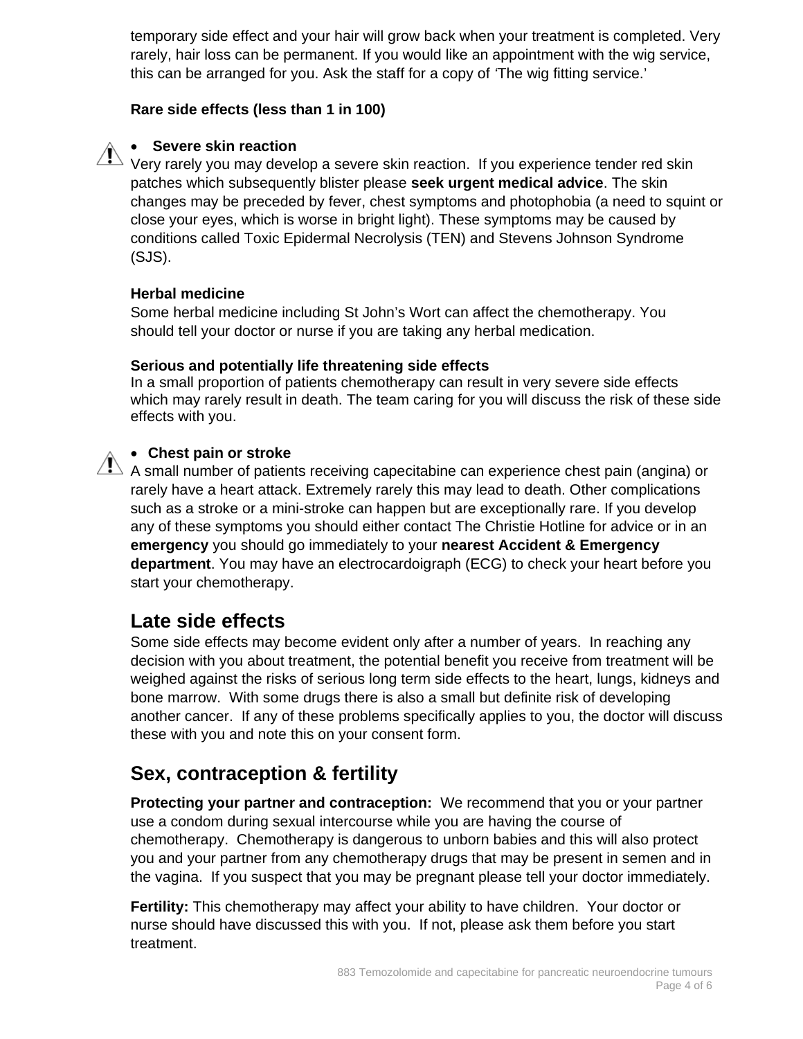temporary side effect and your hair will grow back when your treatment is completed. Very rarely, hair loss can be permanent. If you would like an appointment with the wig service, this can be arranged for you. Ask the staff for a copy of 'The wig fitting service.'

**Rare side effects (less than 1 in 100)**

- **Severe skin reaction**

Very rarely you may develop a severe skin reaction. If you experience tender red skin patches which subsequently blister please **seek urgent medical advice**. The skin changes may be preceded by fever, chest symptoms and photophobia (a need to squint or close your eyes, which is worse in bright light). These symptoms may be caused by conditions called Toxic Epidermal Necrolysis (TEN) and Stevens Johnson Syndrome (SJS).

**Herbal medicine**

Some herbal medicine including St John's Wort can affect the chemotherapy. You should tell your doctor or nurse if you are taking any herbal medication.

**Serious and potentially life threatening side effects**

In a small proportion of patients chemotherapy can result in very severe side effects which may rarely result in death. The team caring for you will discuss the risk of these side effects with you.

- **Chest pain or stroke**

A small number of patients receiving capecitabine can experience chest pain (angina) or rarely have a heart attack. Extremely rarely this may lead to death. Other complications such as a stroke or a mini-stroke can happen but are exceptionally rare. If you develop any of these symptoms you should either contact The Christie Hotline for advice or in an **emergency** you should go immediately to your **nearest Accident & Emergency department**. You may have an electrocardoigraph (ECG) to check your heart before you start your chemotherapy.

## Late side effects

Some side effects may become evident only after a number of years. In reaching any decision with you about treatment, the potential benefit you receive from treatment will be weighed against the risks of serious long term side effects to the heart, lungs, kidneys and bone marrow. With some drugs there is also a small but definite risk of developing another cancer. If any of these problems specifically applies to you, the doctor will discuss these with you and note this on your consent form.

## Sex, contraception & fertility

**Protecting your partner and contraception:** We recommend that you or your partner use a condom during sexual intercourse while you are having the course of chemotherapy. Chemotherapy is dangerous to unborn babies and this will also protect you and your partner from any chemotherapy drugs that may be present in semen and in the vagina. If you suspect that you may be pregnant please tell your doctor immediately.

**Fertility:** This chemotherapy may affect your ability to have children. Your doctor or nurse should have discussed this with you. If not, please ask them before you start treatment.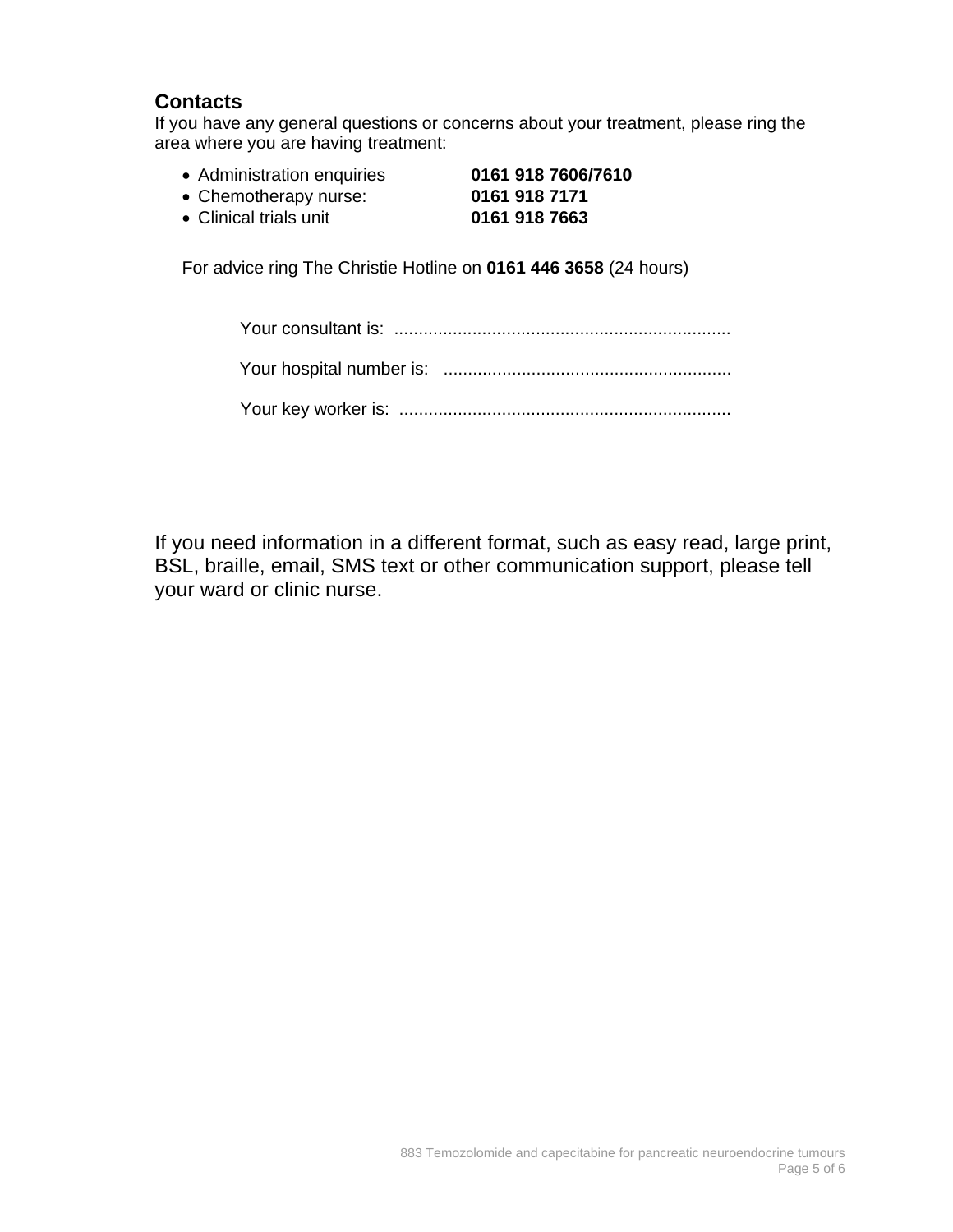## Contacts

If you have any general questions or concerns about your treatment, please ring the area where you are having treatment:

- Administration enquiries **0161 918 7606/7610**
- Chemotherapy nurse: **0161 918 7171**
- Clinical trials unit **0161 918 7663**

For advice ring The Christie Hotline on **0161 446 3658** (24 hours)

Your consultant is: ....................................................................

Your hospital number is: ...........................................................

Your key worker is: ....................................................................

If you need information in a different format, such as easy read, large print, BSL, braille, email, SMS text or other communication support, please tell your ward or clinic nurse.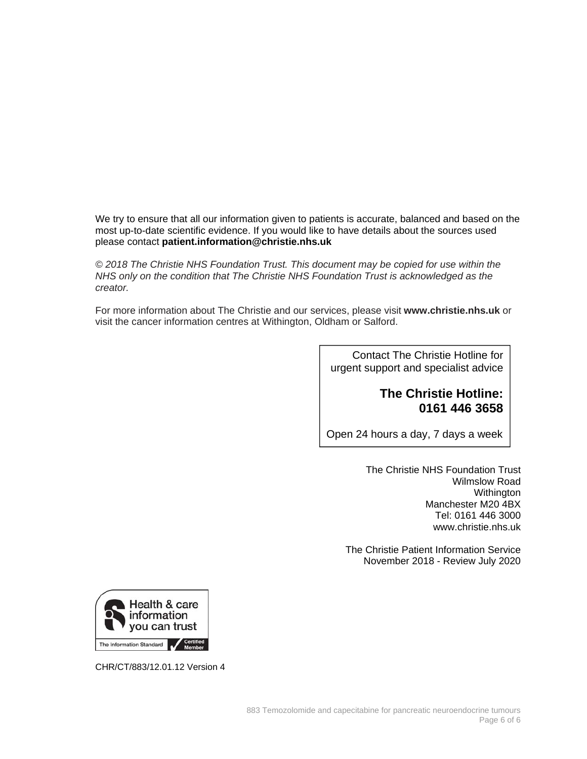We try to ensure that all our information given to patients is accurate, balanced and based on the most up-to-date scientific evidence. If you would like to have details about the sources used please contact **patient.information@christie.nhs.uk**

*© 2018 The Christie NHS Foundation Trust. This document may be copied for use within the NHS only on the condition that The Christie NHS Foundation Trust is acknowledged as the creator.*

For more information about The Christie and our services, please visit **www.christie.nhs.uk** or visit the cancer information centres at Withington, Oldham or Salford.

Contact The Christie Hotline for urgent support and specialist advice

**The Christie Hotline: 0161 446 3658**

Open 24 hours a day, 7 days a week

The Christie NHS Foundation Trust
Wilmslow Road
Withington
Manchester M20 4BX
Tel: 0161 446 3000
www.christie.nhs.uk

The Christie Patient Information Service
November 2018 - Review July 2020

Health & care information you can trust

The Information Standard Certified Member

CHR/CT/883/12.01.12 Version 4